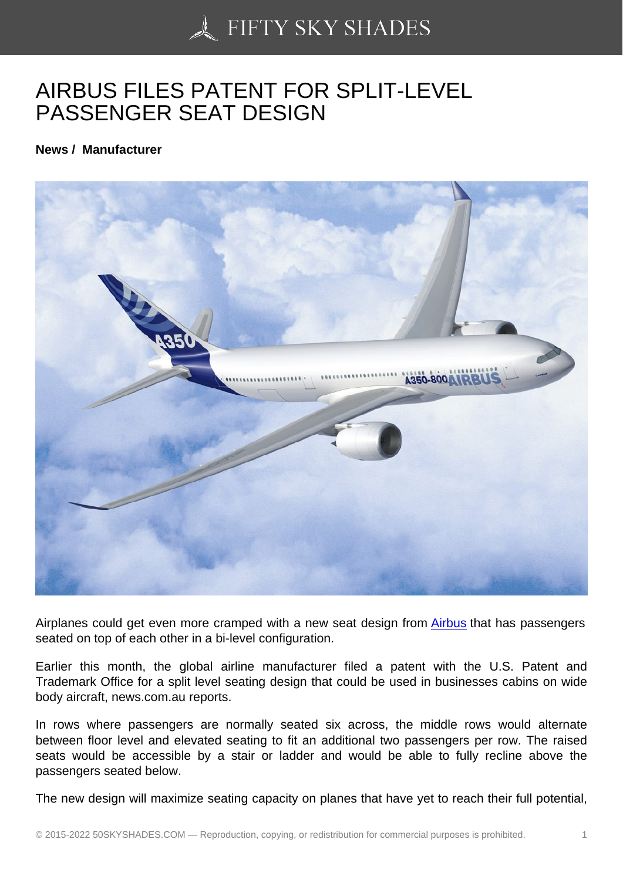# AIRBUS FILES PATENT FOR SPLIT-LEVEL PASSENGER SEAT DESIGN

**News / Manufacturer**

Airplanes could get even more cramped with a new seat design from Airbus that has passengers seated on top of each other in a bi-level configuration.

Earlier this month, the global airline manufacturer filed a patent with the U.S. Patent and Trademark Office for a split level seating design that could be used in businesses cabins on wide body aircraft, news.com.au reports.

In rows where passengers are normally seated six across, the middle rows would alternate between floor level and elevated seating to fit an additional two passengers per row. The raised seats would be accessible by a stair or ladder and would be able to fully recline above the passengers seated below.

The new design will maximize seating capacity on planes that have yet to reach their full potential,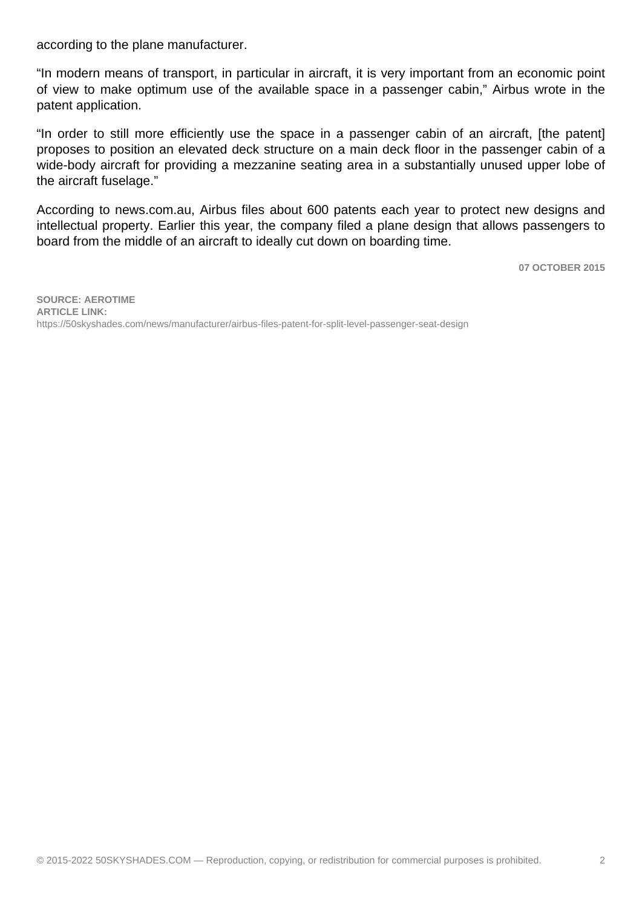according to the plane manufacturer.

“In modern means of transport, in particular in aircraft, it is very important from an economic point of view to make optimum use of the available space in a passenger cabin,” Airbus wrote in the patent application.

“In order to still more efficiently use the space in a passenger cabin of an aircraft, [the patent] proposes to position an elevated deck structure on a main deck floor in the passenger cabin of a wide-body aircraft for providing a mezzanine seating area in a substantially unused upper lobe of the aircraft fuselage.”

According to news.com.au, Airbus files about 600 patents each year to protect new designs and intellectual property. Earlier this year, the company filed a plane design that allows passengers to board from the middle of an aircraft to ideally cut down on boarding time.

**07 OCTOBER 2015**

**SOURCE: AEROTIME**
**ARTICLE LINK:**
https://50skyshades.com/news/manufacturer/airbus-files-patent-for-split-level-passenger-seat-design

© 2015-2022 50SKYSHADES.COM — Reproduction, copying, or redistribution for commercial purposes is prohibited.